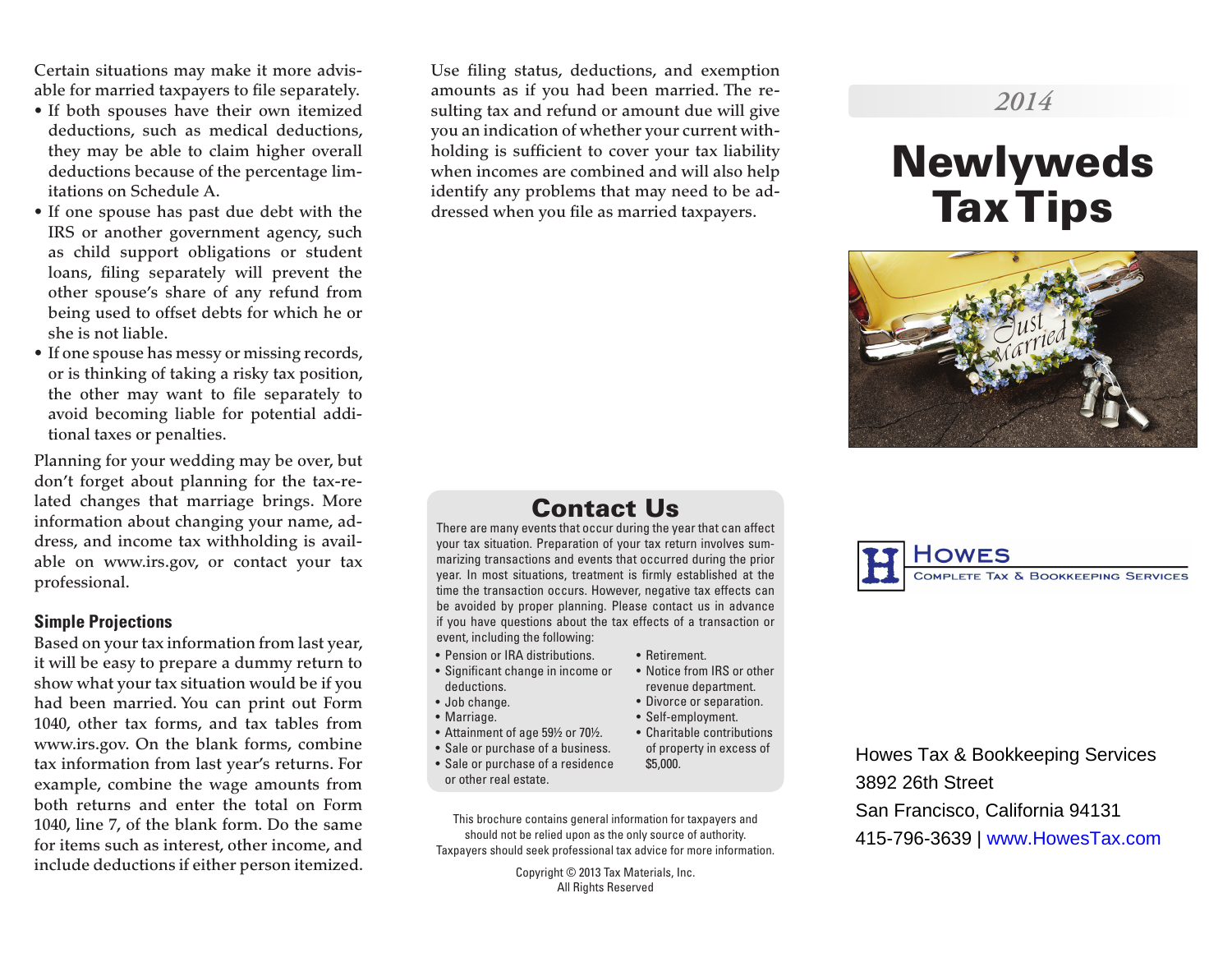Certain situations may make it more advisable for married taxpayers to file separately.

- If both spouses have their own itemized deductions, such as medical deductions, they may be able to claim higher overall deductions because of the percentage limitations on Schedule A.
- If one spouse has past due debt with the IRS or another government agency, such as child support obligations or student loans, filing separately will prevent the other spouse's share of any refund from being used to offset debts for which he or she is not liable.
- If one spouse has messy or missing records, or is thinking of taking a risky tax position, the other may want to file separately to avoid becoming liable for potential additional taxes or penalties.

Planning for your wedding may be over, but don't forget about planning for the tax-related changes that marriage brings. More information about changing your name, address, and income tax withholding is available on www.irs.gov, or contact your tax professional.

### Simple Projections

Based on your tax information from last year, it will be easy to prepare a dummy return to show what your tax situation would be if you had been married. You can print out Form 1040, other tax forms, and tax tables from www.irs.gov. On the blank forms, combine tax information from last year's returns. For example, combine the wage amounts from both returns and enter the total on Form 1040, line 7, of the blank form. Do the same for items such as interest, other income, and include deductions if either person itemized. Use filing status, deductions, and exemption amounts as if you had been married. The resulting tax and refund or amount due will give you an indication of whether your current withholding is sufficient to cover your tax liability when incomes are combined and will also help identify any problems that may need to be addressed when you file as married taxpayers.

## Contact Us

There are many events that occur during the year that can affect your tax situation. Preparation of your tax return involves summarizing transactions and events that occurred during the prior year. In most situations, treatment is firmly established at the time the transaction occurs. However, negative tax effects can be avoided by proper planning. Please contact us in advance if you have questions about the tax effects of a transaction or event, including the following:

- Pension or IRA distributions.
- Significant change in income or deductions.
- Job change.
- Marriage.
- Attainment of age 59½ or 70½.
- Sale or purchase of a business.
- Sale or purchase of a residence or other real estate.
- Retirement.
- Notice from IRS or other revenue department.
- Divorce or separation.
- Self-employment.
- Charitable contributions of property in excess of $5,000.

This brochure contains general information for taxpayers and should not be relied upon as the only source of authority. Taxpayers should seek professional tax advice for more information.

Copyright © 2013 Tax Materials, Inc.
All Rights Reserved

*2014*

# Newlyweds Tax Tips

Howes
Complete Tax & Bookkeeping Services

Howes Tax & Bookkeeping Services
3892 26th Street
San Francisco, California 94131
415-796-3639 | www.HowesTax.com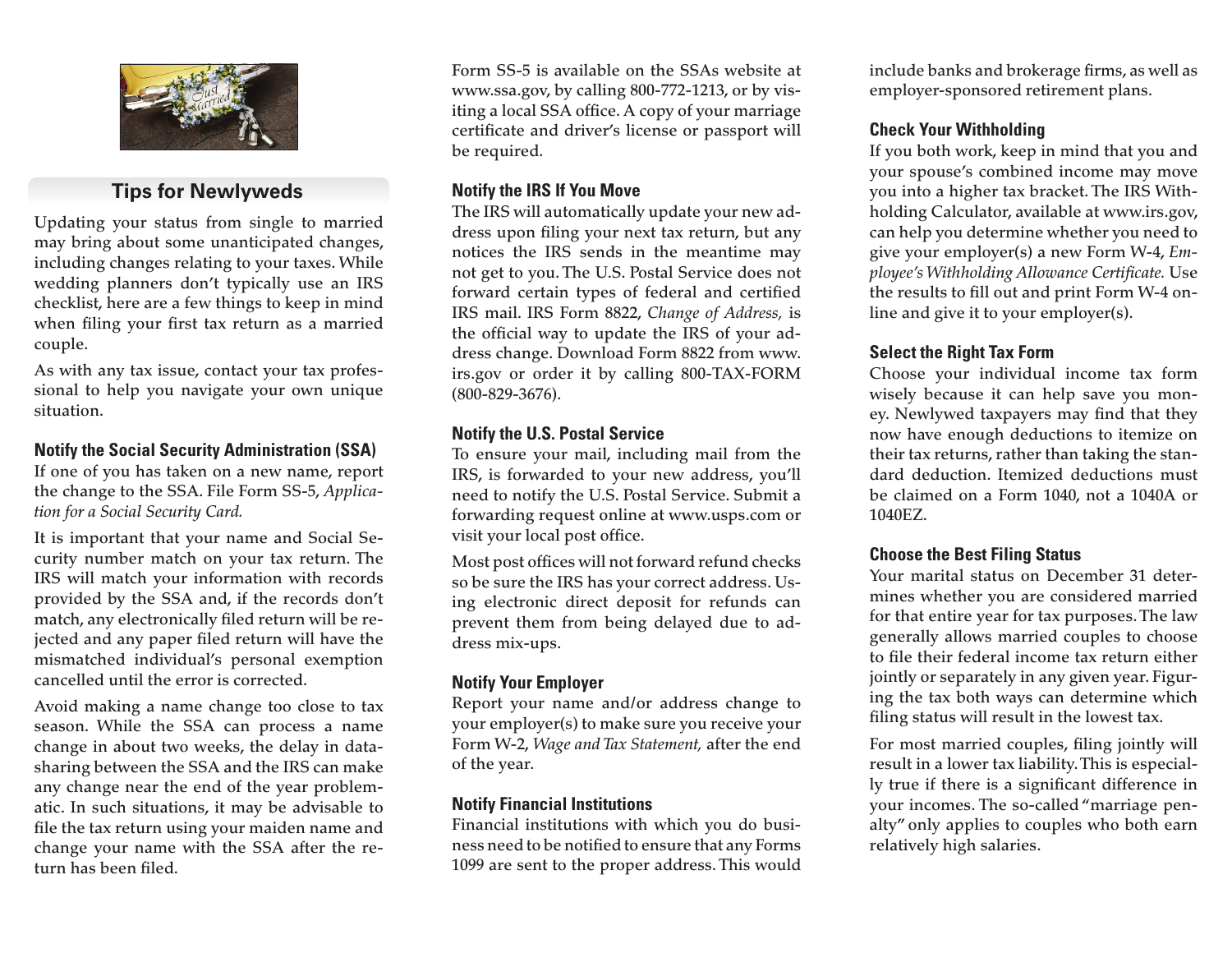## Tips for Newlyweds

Updating your status from single to married may bring about some unanticipated changes, including changes relating to your taxes. While wedding planners don't typically use an IRS checklist, here are a few things to keep in mind when filing your first tax return as a married couple.

As with any tax issue, contact your tax professional to help you navigate your own unique situation.

### Notify the Social Security Administration (SSA)

If one of you has taken on a new name, report the change to the SSA. File Form SS-5, *Application for a Social Security Card.*

It is important that your name and Social Security number match on your tax return. The IRS will match your information with records provided by the SSA and, if the records don't match, any electronically filed return will be rejected and any paper filed return will have the mismatched individual's personal exemption cancelled until the error is corrected.

Avoid making a name change too close to tax season. While the SSA can process a name change in about two weeks, the delay in data-sharing between the SSA and the IRS can make any change near the end of the year problematic. In such situations, it may be advisable to file the tax return using your maiden name and change your name with the SSA after the return has been filed.

Form SS-5 is available on the SSAs website at www.ssa.gov, by calling 800-772-1213, or by visiting a local SSA office. A copy of your marriage certificate and driver's license or passport will be required.

### Notify the IRS If You Move

The IRS will automatically update your new address upon filing your next tax return, but any notices the IRS sends in the meantime may not get to you. The U.S. Postal Service does not forward certain types of federal and certified IRS mail. IRS Form 8822, *Change of Address,* is the official way to update the IRS of your address change. Download Form 8822 from www.irs.gov or order it by calling 800-TAX-FORM (800-829-3676).

### Notify the U.S. Postal Service

To ensure your mail, including mail from the IRS, is forwarded to your new address, you'll need to notify the U.S. Postal Service. Submit a forwarding request online at www.usps.com or visit your local post office.

Most post offices will not forward refund checks so be sure the IRS has your correct address. Using electronic direct deposit for refunds can prevent them from being delayed due to address mix-ups.

### Notify Your Employer

Report your name and/or address change to your employer(s) to make sure you receive your Form W-2, *Wage and Tax Statement,* after the end of the year.

### Notify Financial Institutions

Financial institutions with which you do business need to be notified to ensure that any Forms 1099 are sent to the proper address. This would include banks and brokerage firms, as well as employer-sponsored retirement plans.

### Check Your Withholding

If you both work, keep in mind that you and your spouse's combined income may move you into a higher tax bracket. The IRS Withholding Calculator, available at www.irs.gov, can help you determine whether you need to give your employer(s) a new Form W-4, *Employee's Withholding Allowance Certificate.* Use the results to fill out and print Form W-4 online and give it to your employer(s).

### Select the Right Tax Form

Choose your individual income tax form wisely because it can help save you money. Newlywed taxpayers may find that they now have enough deductions to itemize on their tax returns, rather than taking the standard deduction. Itemized deductions must be claimed on a Form 1040, not a 1040A or 1040EZ.

### Choose the Best Filing Status

Your marital status on December 31 determines whether you are considered married for that entire year for tax purposes. The law generally allows married couples to choose to file their federal income tax return either jointly or separately in any given year. Figuring the tax both ways can determine which filing status will result in the lowest tax.

For most married couples, filing jointly will result in a lower tax liability. This is especially true if there is a significant difference in your incomes. The so-called "marriage penalty" only applies to couples who both earn relatively high salaries.